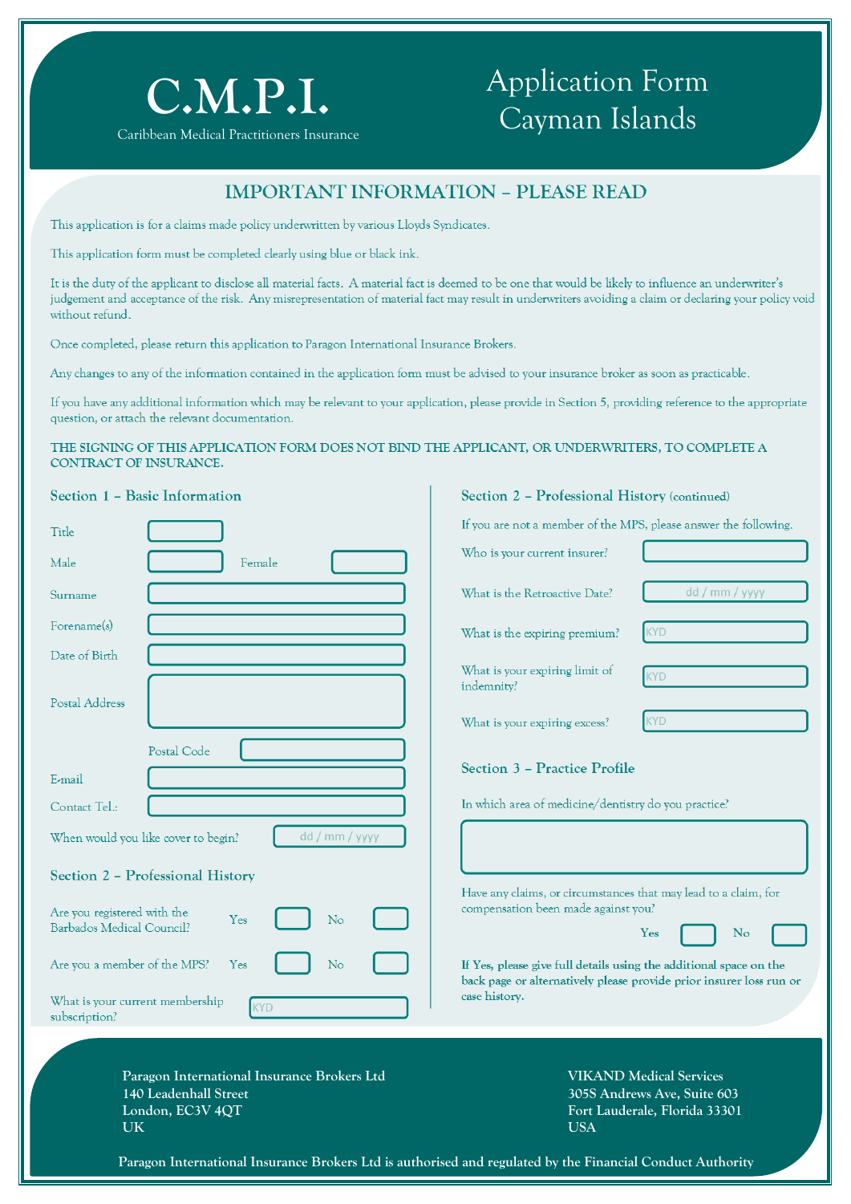# C.M.P.I.

Caribbean Medical Practitioners Insurance

# Application Form Cayman Islands

## IMPORTANT INFORMATION – PLEASE READ

This application is for a claims made policy underwritten by various Lloyds Syndicates.

This application form must be completed clearly using blue or black ink.

It is the duty of the applicant to disclose all material facts. A material fact is deemed to be one that would be likely to influence an underwriter's judgement and acceptance of the risk. Any misrepresentation of material fact may result in underwriters avoiding a claim or declaring your policy void without refund.

Once completed, please return this application to Paragon International Insurance Brokers.

Any changes to any of the information contained in the application form must be advised to your insurance broker as soon as practicable.

If you have any additional information which may be relevant to your application, please provide in Section 5, providing reference to the appropriate question, or attach the relevant documentation.

**THE SIGNING OF THIS APPLICATION FORM DOES NOT BIND THE APPLICANT, OR UNDERWRITERS, TO COMPLETE A CONTRACT OF INSURANCE.**

### Section 1 – Basic Information

Title

Male ☐ Female ☐

Surname

Forename(s)

Date of Birth

Postal Address

Postal Code

E-mail

Contact Tel.:

When would you like cover to begin? dd / mm / yyyy

### Section 2 – Professional History

Are you registered with the Barbados Medical Council? Yes ☐ No ☐

Are you a member of the MPS? Yes ☐ No ☐

What is your current membership subscription? KYD

### Section 2 – Professional History (continued)

If you are not a member of the MPS, please answer the following.

Who is your current insurer?

What is the Retroactive Date? dd / mm / yyyy

What is the expiring premium? KYD

What is your expiring limit of indemnity? KYD

What is your expiring excess? KYD

### Section 3 – Practice Profile

In which area of medicine/dentistry do you practice?

Have any claims, or circumstances that may lead to a claim, for compensation been made against you? Yes ☐ No ☐

**If Yes, please give full details using the additional space on the back page or alternatively please provide prior insurer loss run or case history.**

**Paragon International Insurance Brokers Ltd**
**140 Leadenhall Street**
**London, EC3V 4QT**
**UK**

**VIKAND Medical Services**
**305S Andrews Ave, Suite 603**
**Fort Lauderale, Florida 33301**
**USA**

**Paragon International Insurance Brokers Ltd is authorised and regulated by the Financial Conduct Authority**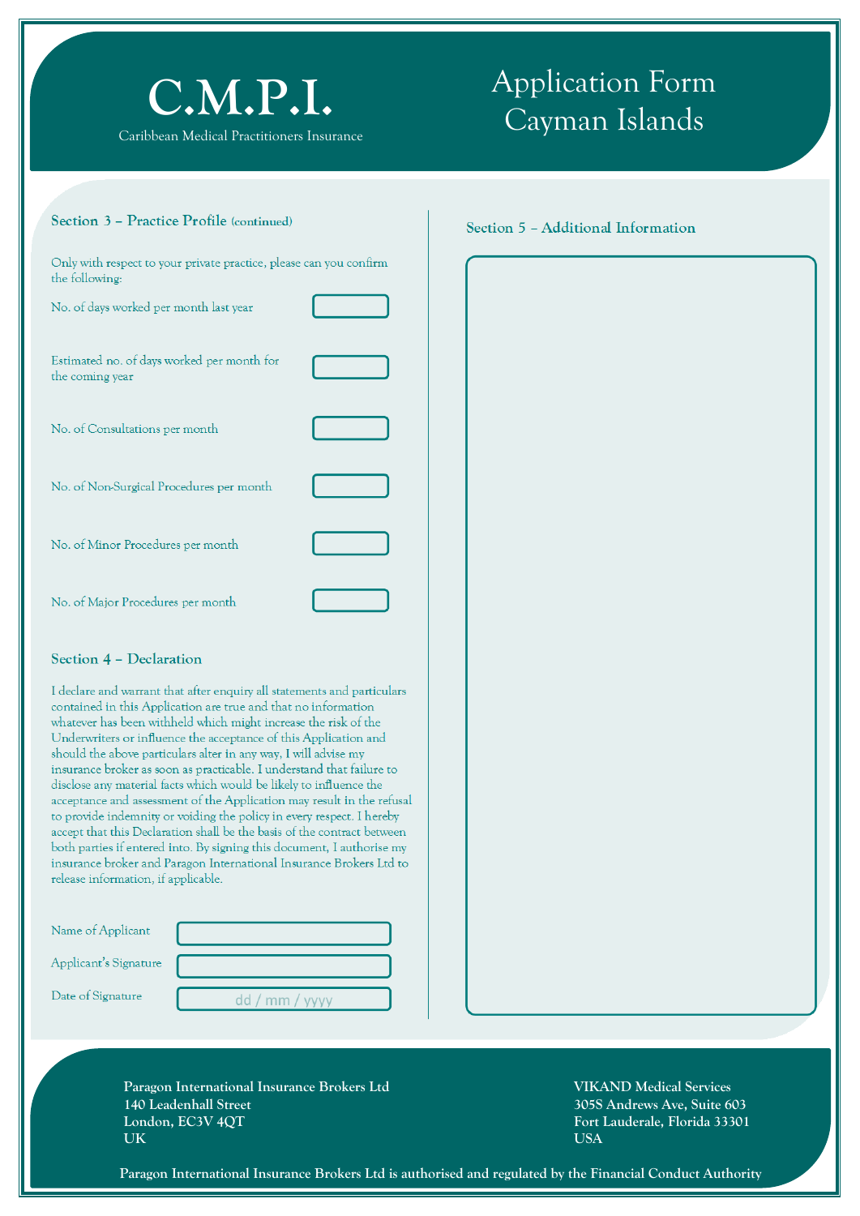# C.M.P.I.

Caribbean Medical Practitioners Insurance

# Application Form Cayman Islands

## Section 3 – Practice Profile (continued)

Only with respect to your private practice, please can you confirm the following:

No. of days worked per month last year

Estimated no. of days worked per month for the coming year

No. of Consultations per month

No. of Non-Surgical Procedures per month

No. of Minor Procedures per month

No. of Major Procedures per month

## Section 4 – Declaration

I declare and warrant that after enquiry all statements and particulars contained in this Application are true and that no information whatever has been withheld which might increase the risk of the Underwriters or influence the acceptance of this Application and should the above particulars alter in any way, I will advise my insurance broker as soon as practicable. I understand that failure to disclose any material facts which would be likely to influence the acceptance and assessment of the Application may result in the refusal to provide indemnity or voiding the policy in every respect. I hereby accept that this Declaration shall be the basis of the contract between both parties if entered into. By signing this document, I authorise my insurance broker and Paragon International Insurance Brokers Ltd to release information, if applicable.

Name of Applicant

Applicant's Signature

Date of Signature dd / mm / yyyy

## Section 5 – Additional Information

**Paragon International Insurance Brokers Ltd**
**140 Leadenhall Street**
**London, EC3V 4QT**
**UK**

**VIKAND Medical Services**
**305S Andrews Ave, Suite 603**
**Fort Lauderale, Florida 33301**
**USA**

**Paragon International Insurance Brokers Ltd is authorised and regulated by the Financial Conduct Authority**